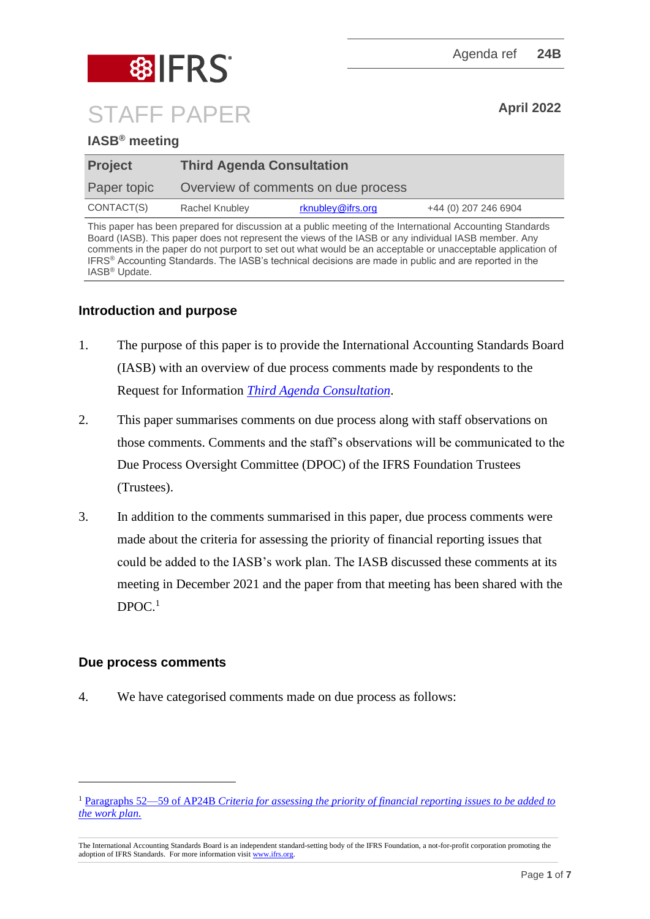Agenda ref **24B**

# STAFF PAPER

**April 2022**

**IASB® meeting**

| **Project** | **Third Agenda Consultation** | | |
|---|---|---|---|
| Paper topic | Overview of comments on due process | | |
| CONTACT(S) | Rachel Knubley | rknubley@ifrs.org | +44 (0) 207 246 6904 |

This paper has been prepared for discussion at a public meeting of the International Accounting Standards Board (IASB). This paper does not represent the views of the IASB or any individual IASB member. Any comments in the paper do not purport to set out what would be an acceptable or unacceptable application of IFRS® Accounting Standards. The IASB's technical decisions are made in public and are reported in the IASB® Update.

## Introduction and purpose

1. The purpose of this paper is to provide the International Accounting Standards Board (IASB) with an overview of due process comments made by respondents to the Request for Information *Third Agenda Consultation*.

2. This paper summarises comments on due process along with staff observations on those comments. Comments and the staff's observations will be communicated to the Due Process Oversight Committee (DPOC) of the IFRS Foundation Trustees (Trustees).

3. In addition to the comments summarised in this paper, due process comments were made about the criteria for assessing the priority of financial reporting issues that could be added to the IASB's work plan. The IASB discussed these comments at its meeting in December 2021 and the paper from that meeting has been shared with the DPOC.[1]

## Due process comments

4. We have categorised comments made on due process as follows:

---

[1] Paragraphs 52—59 of AP24B *Criteria for assessing the priority of financial reporting issues to be added to the work plan.*

The International Accounting Standards Board is an independent standard-setting body of the IFRS Foundation, a not-for-profit corporation promoting the adoption of IFRS Standards. For more information visit www.ifrs.org.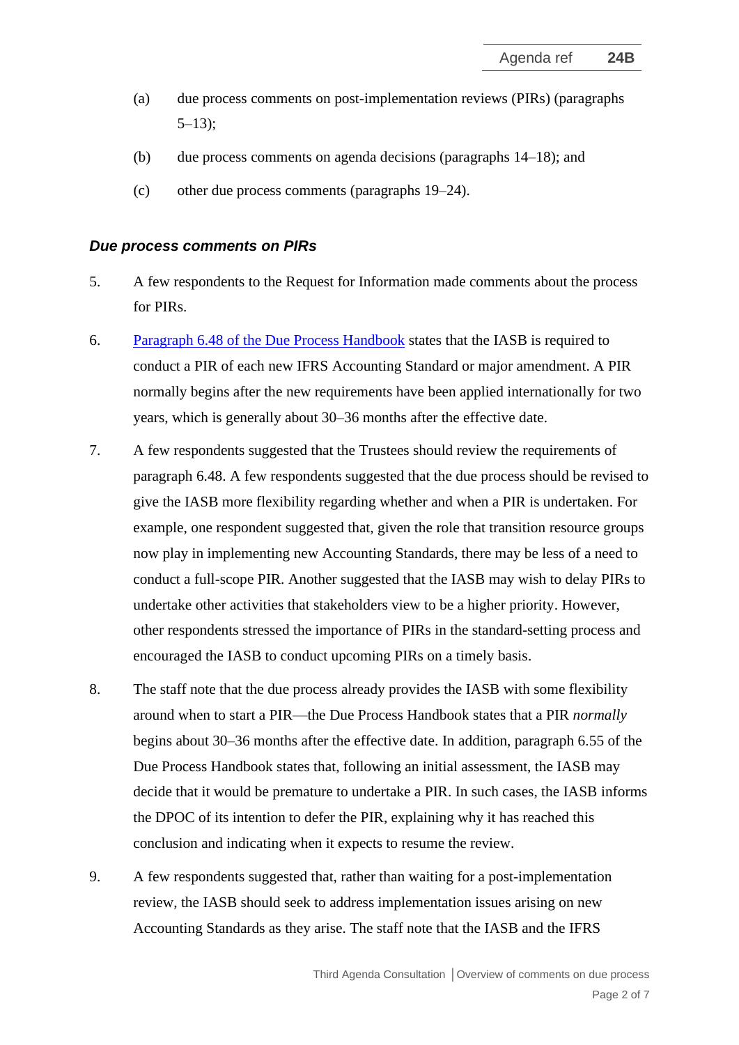(a) due process comments on post-implementation reviews (PIRs) (paragraphs 5–13);

(b) due process comments on agenda decisions (paragraphs 14–18); and

(c) other due process comments (paragraphs 19–24).

### *Due process comments on PIRs*

5. A few respondents to the Request for Information made comments about the process for PIRs.

6. [Paragraph 6.48 of the Due Process Handbook](#) states that the IASB is required to conduct a PIR of each new IFRS Accounting Standard or major amendment. A PIR normally begins after the new requirements have been applied internationally for two years, which is generally about 30–36 months after the effective date.

7. A few respondents suggested that the Trustees should review the requirements of paragraph 6.48. A few respondents suggested that the due process should be revised to give the IASB more flexibility regarding whether and when a PIR is undertaken. For example, one respondent suggested that, given the role that transition resource groups now play in implementing new Accounting Standards, there may be less of a need to conduct a full-scope PIR. Another suggested that the IASB may wish to delay PIRs to undertake other activities that stakeholders view to be a higher priority. However, other respondents stressed the importance of PIRs in the standard-setting process and encouraged the IASB to conduct upcoming PIRs on a timely basis.

8. The staff note that the due process already provides the IASB with some flexibility around when to start a PIR—the Due Process Handbook states that a PIR *normally* begins about 30–36 months after the effective date. In addition, paragraph 6.55 of the Due Process Handbook states that, following an initial assessment, the IASB may decide that it would be premature to undertake a PIR. In such cases, the IASB informs the DPOC of its intention to defer the PIR, explaining why it has reached this conclusion and indicating when it expects to resume the review.

9. A few respondents suggested that, rather than waiting for a post-implementation review, the IASB should seek to address implementation issues arising on new Accounting Standards as they arise. The staff note that the IASB and the IFRS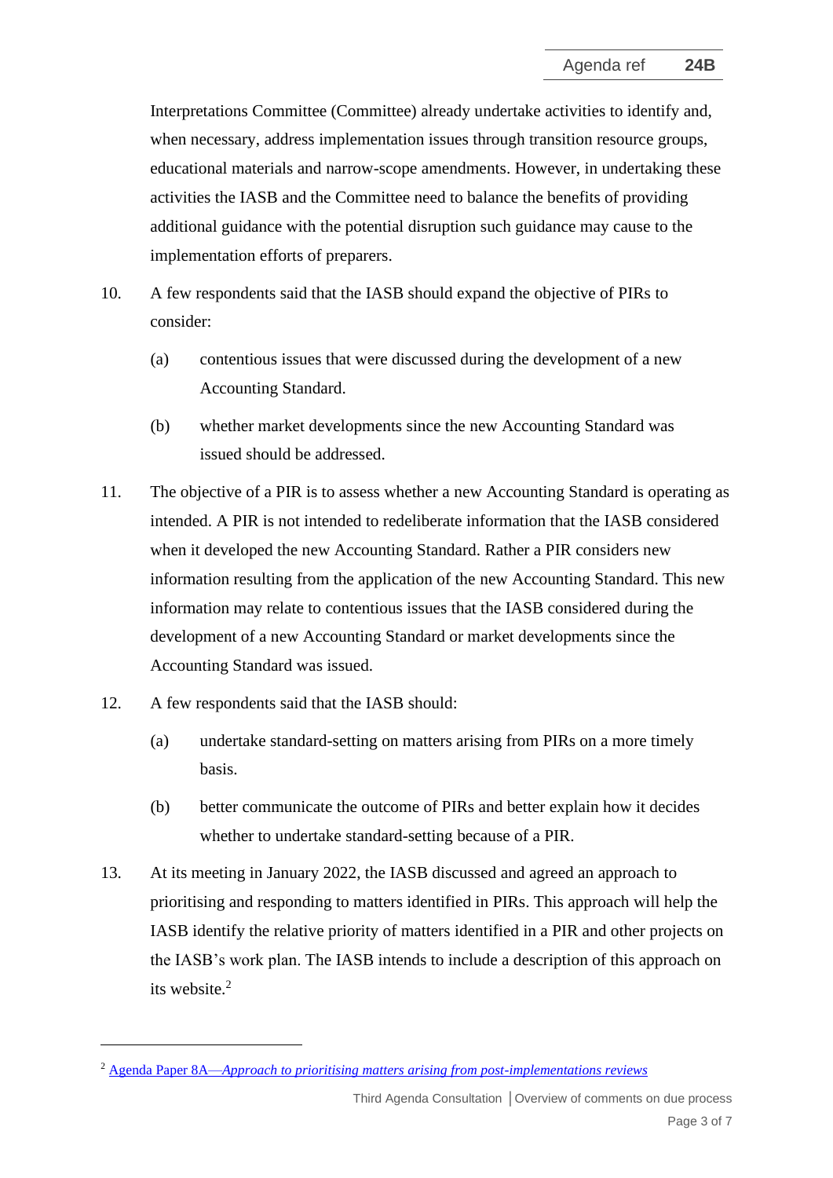Interpretations Committee (Committee) already undertake activities to identify and, when necessary, address implementation issues through transition resource groups, educational materials and narrow-scope amendments. However, in undertaking these activities the IASB and the Committee need to balance the benefits of providing additional guidance with the potential disruption such guidance may cause to the implementation efforts of preparers.

10. A few respondents said that the IASB should expand the objective of PIRs to consider:

    (a) contentious issues that were discussed during the development of a new Accounting Standard.

    (b) whether market developments since the new Accounting Standard was issued should be addressed.

11. The objective of a PIR is to assess whether a new Accounting Standard is operating as intended. A PIR is not intended to redeliberate information that the IASB considered when it developed the new Accounting Standard. Rather a PIR considers new information resulting from the application of the new Accounting Standard. This new information may relate to contentious issues that the IASB considered during the development of a new Accounting Standard or market developments since the Accounting Standard was issued.

12. A few respondents said that the IASB should:

    (a) undertake standard-setting on matters arising from PIRs on a more timely basis.

    (b) better communicate the outcome of PIRs and better explain how it decides whether to undertake standard-setting because of a PIR.

13. At its meeting in January 2022, the IASB discussed and agreed an approach to prioritising and responding to matters identified in PIRs. This approach will help the IASB identify the relative priority of matters identified in a PIR and other projects on the IASB's work plan. The IASB intends to include a description of this approach on its website.[2]

---

[2] Agenda Paper 8A—*Approach to prioritising matters arising from post-implementations reviews*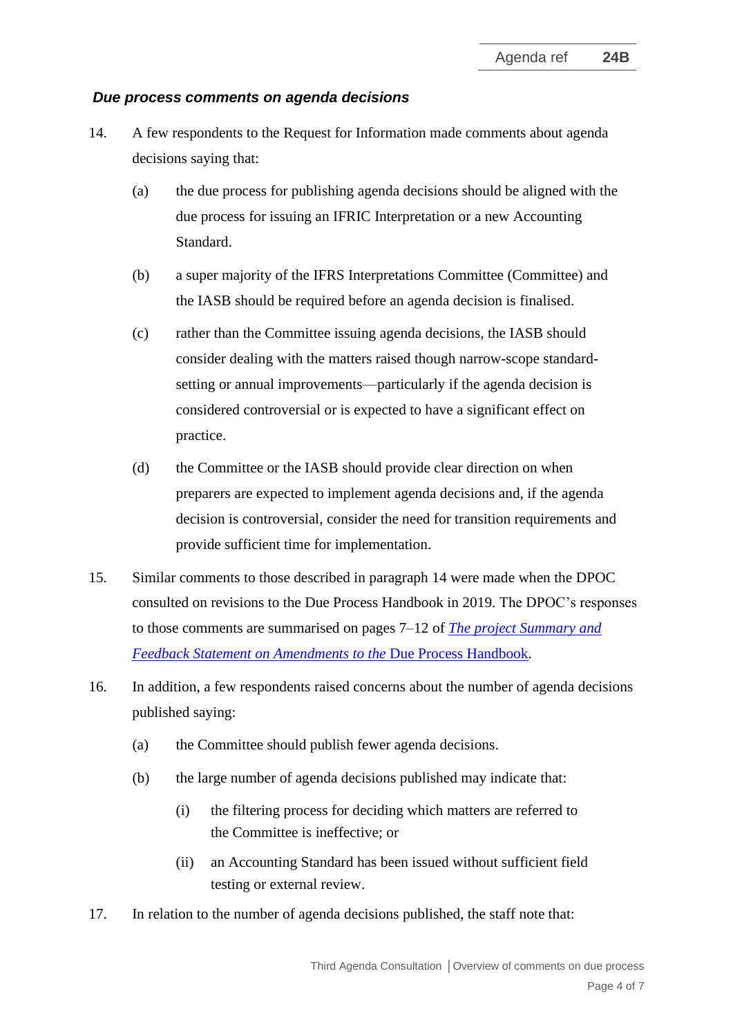### *Due process comments on agenda decisions*

14. A few respondents to the Request for Information made comments about agenda decisions saying that:

    (a) the due process for publishing agenda decisions should be aligned with the due process for issuing an IFRIC Interpretation or a new Accounting Standard.

    (b) a super majority of the IFRS Interpretations Committee (Committee) and the IASB should be required before an agenda decision is finalised.

    (c) rather than the Committee issuing agenda decisions, the IASB should consider dealing with the matters raised though narrow-scope standard-setting or annual improvements—particularly if the agenda decision is considered controversial or is expected to have a significant effect on practice.

    (d) the Committee or the IASB should provide clear direction on when preparers are expected to implement agenda decisions and, if the agenda decision is controversial, consider the need for transition requirements and provide sufficient time for implementation.

15. Similar comments to those described in paragraph 14 were made when the DPOC consulted on revisions to the Due Process Handbook in 2019. The DPOC's responses to those comments are summarised on pages 7–12 of *The project Summary and Feedback Statement on Amendments to the* Due Process Handbook.

16. In addition, a few respondents raised concerns about the number of agenda decisions published saying:

    (a) the Committee should publish fewer agenda decisions.

    (b) the large number of agenda decisions published may indicate that:

        (i) the filtering process for deciding which matters are referred to the Committee is ineffective; or

        (ii) an Accounting Standard has been issued without sufficient field testing or external review.

17. In relation to the number of agenda decisions published, the staff note that: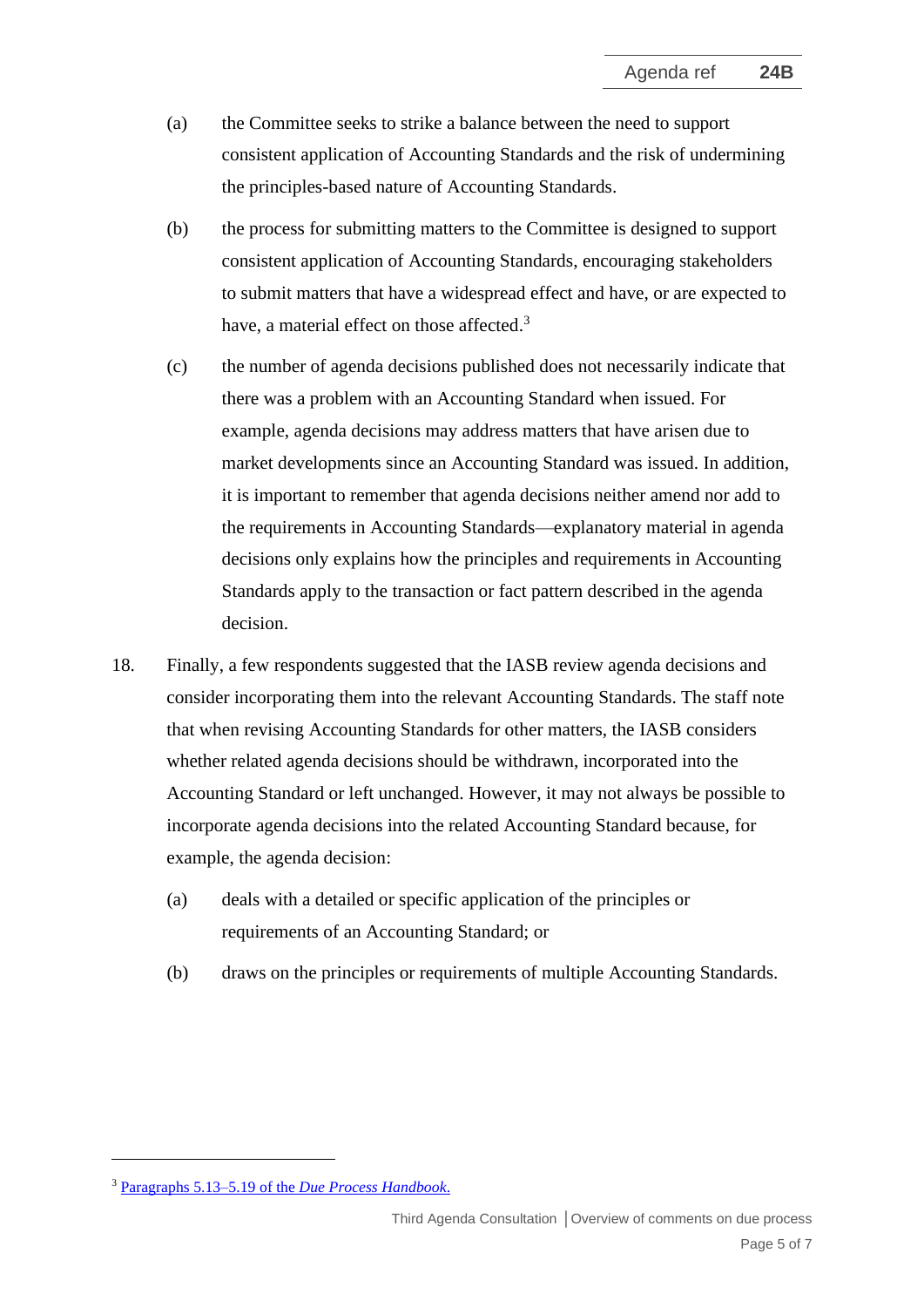(a) the Committee seeks to strike a balance between the need to support consistent application of Accounting Standards and the risk of undermining the principles-based nature of Accounting Standards.

(b) the process for submitting matters to the Committee is designed to support consistent application of Accounting Standards, encouraging stakeholders to submit matters that have a widespread effect and have, or are expected to have, a material effect on those affected.[3]

(c) the number of agenda decisions published does not necessarily indicate that there was a problem with an Accounting Standard when issued. For example, agenda decisions may address matters that have arisen due to market developments since an Accounting Standard was issued. In addition, it is important to remember that agenda decisions neither amend nor add to the requirements in Accounting Standards—explanatory material in agenda decisions only explains how the principles and requirements in Accounting Standards apply to the transaction or fact pattern described in the agenda decision.

18. Finally, a few respondents suggested that the IASB review agenda decisions and consider incorporating them into the relevant Accounting Standards. The staff note that when revising Accounting Standards for other matters, the IASB considers whether related agenda decisions should be withdrawn, incorporated into the Accounting Standard or left unchanged. However, it may not always be possible to incorporate agenda decisions into the related Accounting Standard because, for example, the agenda decision:

(a) deals with a detailed or specific application of the principles or requirements of an Accounting Standard; or

(b) draws on the principles or requirements of multiple Accounting Standards.

---

[3] Paragraphs 5.13–5.19 of the *Due Process Handbook*.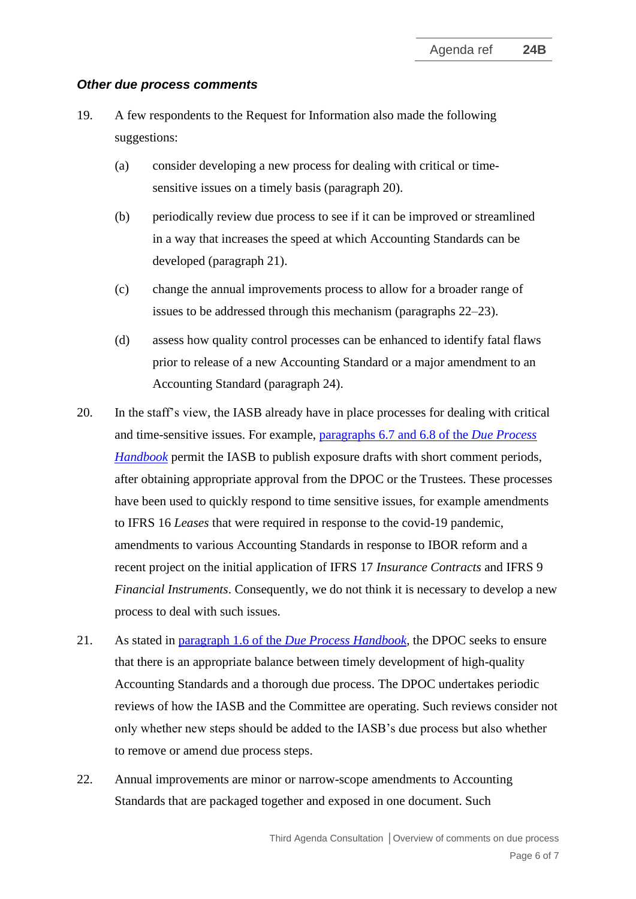### *Other due process comments*

19. A few respondents to the Request for Information also made the following suggestions:

    (a) consider developing a new process for dealing with critical or time-sensitive issues on a timely basis (paragraph 20).

    (b) periodically review due process to see if it can be improved or streamlined in a way that increases the speed at which Accounting Standards can be developed (paragraph 21).

    (c) change the annual improvements process to allow for a broader range of issues to be addressed through this mechanism (paragraphs 22–23).

    (d) assess how quality control processes can be enhanced to identify fatal flaws prior to release of a new Accounting Standard or a major amendment to an Accounting Standard (paragraph 24).

20. In the staff's view, the IASB already have in place processes for dealing with critical and time-sensitive issues. For example, paragraphs 6.7 and 6.8 of the *Due Process Handbook* permit the IASB to publish exposure drafts with short comment periods, after obtaining appropriate approval from the DPOC or the Trustees. These processes have been used to quickly respond to time sensitive issues, for example amendments to IFRS 16 *Leases* that were required in response to the covid-19 pandemic, amendments to various Accounting Standards in response to IBOR reform and a recent project on the initial application of IFRS 17 *Insurance Contracts* and IFRS 9 *Financial Instruments*. Consequently, we do not think it is necessary to develop a new process to deal with such issues.

21. As stated in paragraph 1.6 of the *Due Process Handbook*, the DPOC seeks to ensure that there is an appropriate balance between timely development of high-quality Accounting Standards and a thorough due process. The DPOC undertakes periodic reviews of how the IASB and the Committee are operating. Such reviews consider not only whether new steps should be added to the IASB's due process but also whether to remove or amend due process steps.

22. Annual improvements are minor or narrow-scope amendments to Accounting Standards that are packaged together and exposed in one document. Such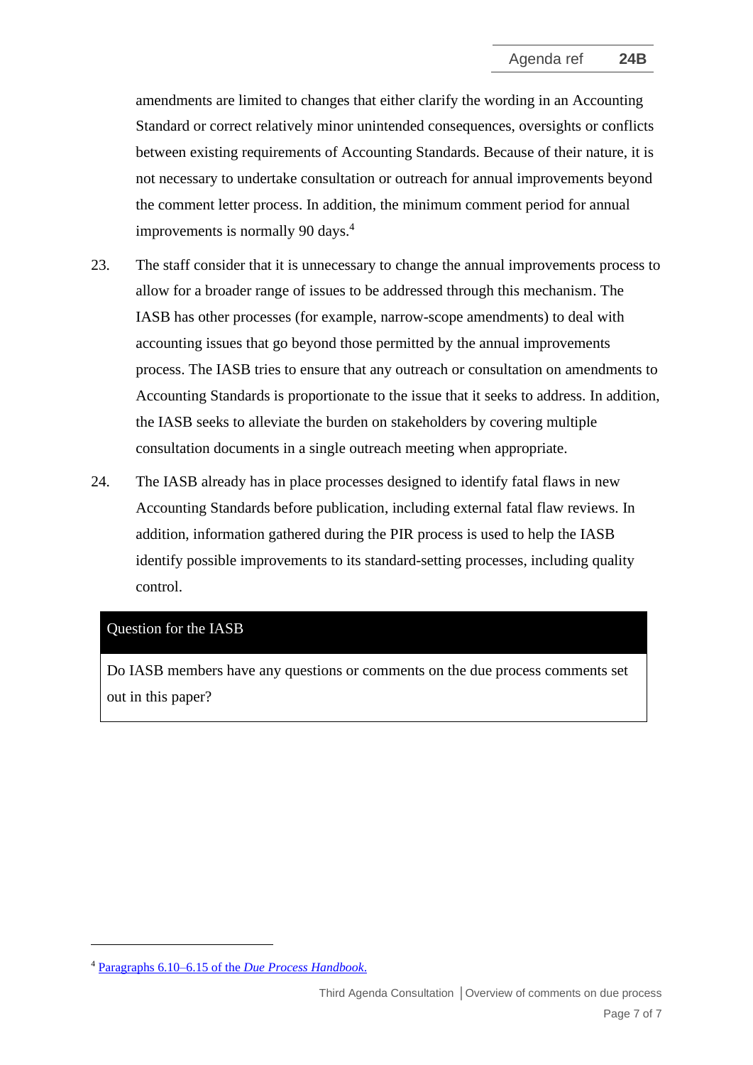amendments are limited to changes that either clarify the wording in an Accounting Standard or correct relatively minor unintended consequences, oversights or conflicts between existing requirements of Accounting Standards. Because of their nature, it is not necessary to undertake consultation or outreach for annual improvements beyond the comment letter process. In addition, the minimum comment period for annual improvements is normally 90 days.[4]

23. The staff consider that it is unnecessary to change the annual improvements process to allow for a broader range of issues to be addressed through this mechanism. The IASB has other processes (for example, narrow-scope amendments) to deal with accounting issues that go beyond those permitted by the annual improvements process. The IASB tries to ensure that any outreach or consultation on amendments to Accounting Standards is proportionate to the issue that it seeks to address. In addition, the IASB seeks to alleviate the burden on stakeholders by covering multiple consultation documents in a single outreach meeting when appropriate.

24. The IASB already has in place processes designed to identify fatal flaws in new Accounting Standards before publication, including external fatal flaw reviews. In addition, information gathered during the PIR process is used to help the IASB identify possible improvements to its standard-setting processes, including quality control.

| Question for the IASB |
| --- |
| Do IASB members have any questions or comments on the due process comments set out in this paper? |

[4] Paragraphs 6.10–6.15 of the *Due Process Handbook*.